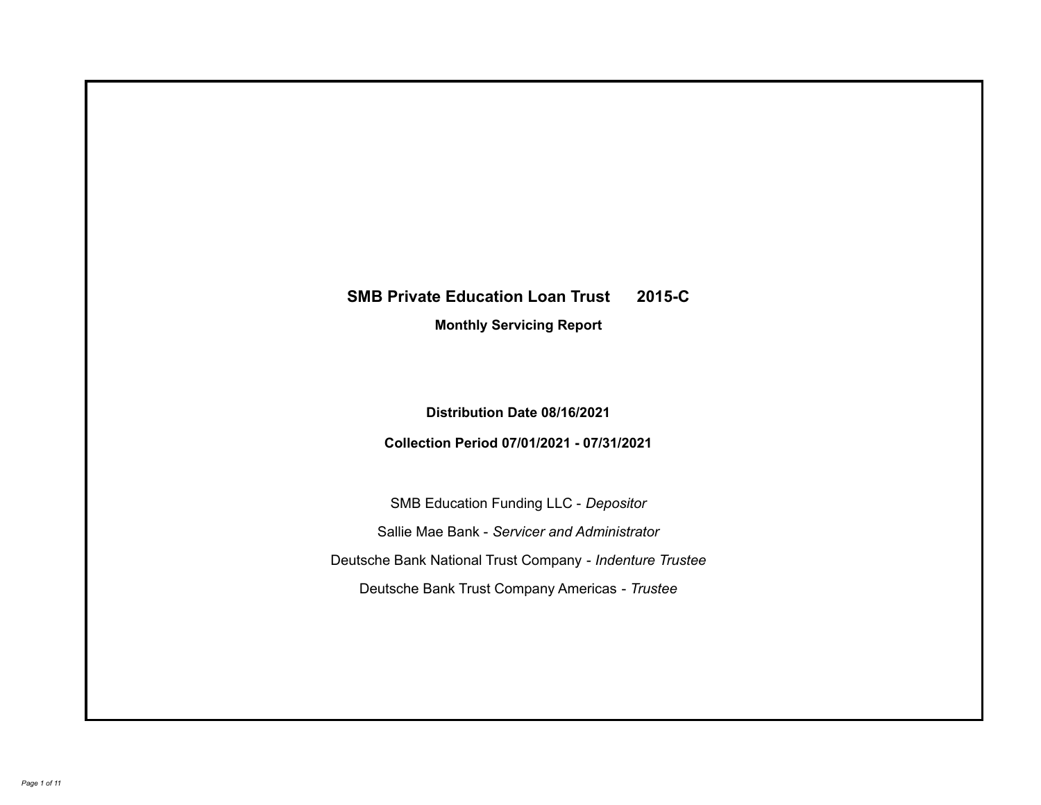# SMB Private Education Loan Trust 2015-C

**Monthly Servicing Report**

**Distribution Date 08/16/2021**

**Collection Period 07/01/2021 - 07/31/2021**

SMB Education Funding LLC - *Depositor*

Sallie Mae Bank - *Servicer and Administrator*

Deutsche Bank National Trust Company - *Indenture Trustee*

Deutsche Bank Trust Company Americas - *Trustee*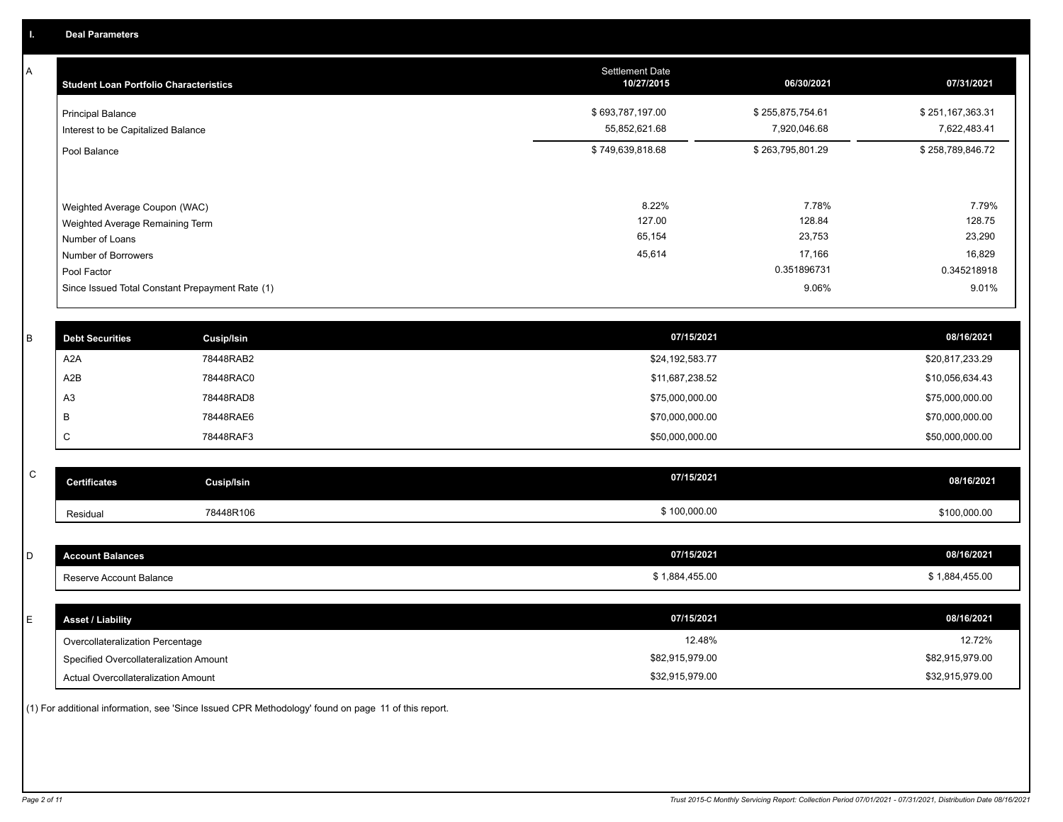## I. Deal Parameters

### A

| Student Loan Portfolio Characteristics | Settlement Date 10/27/2015 | 06/30/2021 | 07/31/2021 |
|---|---|---|---|
| Principal Balance | $ 693,787,197.00 | $ 255,875,754.61 | $ 251,167,363.31 |
| Interest to be Capitalized Balance | 55,852,621.68 | 7,920,046.68 | 7,622,483.41 |
| Pool Balance | $ 749,639,818.68 | $ 263,795,801.29 | $ 258,789,846.72 |
| Weighted Average Coupon (WAC) | 8.22% | 7.78% | 7.79% |
| Weighted Average Remaining Term | 127.00 | 128.84 | 128.75 |
| Number of Loans | 65,154 | 23,753 | 23,290 |
| Number of Borrowers | 45,614 | 17,166 | 16,829 |
| Pool Factor | | 0.351896731 | 0.345218918 |
| Since Issued Total Constant Prepayment Rate (1) | | 9.06% | 9.01% |

### B

| Debt Securities | Cusip/Isin | 07/15/2021 | 08/16/2021 |
|---|---|---|---|
| A2A | 78448RAB2 | $24,192,583.77 | $20,817,233.29 |
| A2B | 78448RAC0 | $11,687,238.52 | $10,056,634.43 |
| A3 | 78448RAD8 | $75,000,000.00 | $75,000,000.00 |
| B | 78448RAE6 | $70,000,000.00 | $70,000,000.00 |
| C | 78448RAF3 | $50,000,000.00 | $50,000,000.00 |

### C

| Certificates | Cusip/Isin | 07/15/2021 | 08/16/2021 |
|---|---|---|---|
| Residual | 78448R106 | $ 100,000.00 | $100,000.00 |

### D

| Account Balances | 07/15/2021 | 08/16/2021 |
|---|---|---|
| Reserve Account Balance | $ 1,884,455.00 | $ 1,884,455.00 |

### E

| Asset / Liability | 07/15/2021 | 08/16/2021 |
|---|---|---|
| Overcollateralization Percentage | 12.48% | 12.72% |
| Specified Overcollateralization Amount | $82,915,979.00 | $82,915,979.00 |
| Actual Overcollateralization Amount | $32,915,979.00 | $32,915,979.00 |

(1) For additional information, see 'Since Issued CPR Methodology' found on page 11 of this report.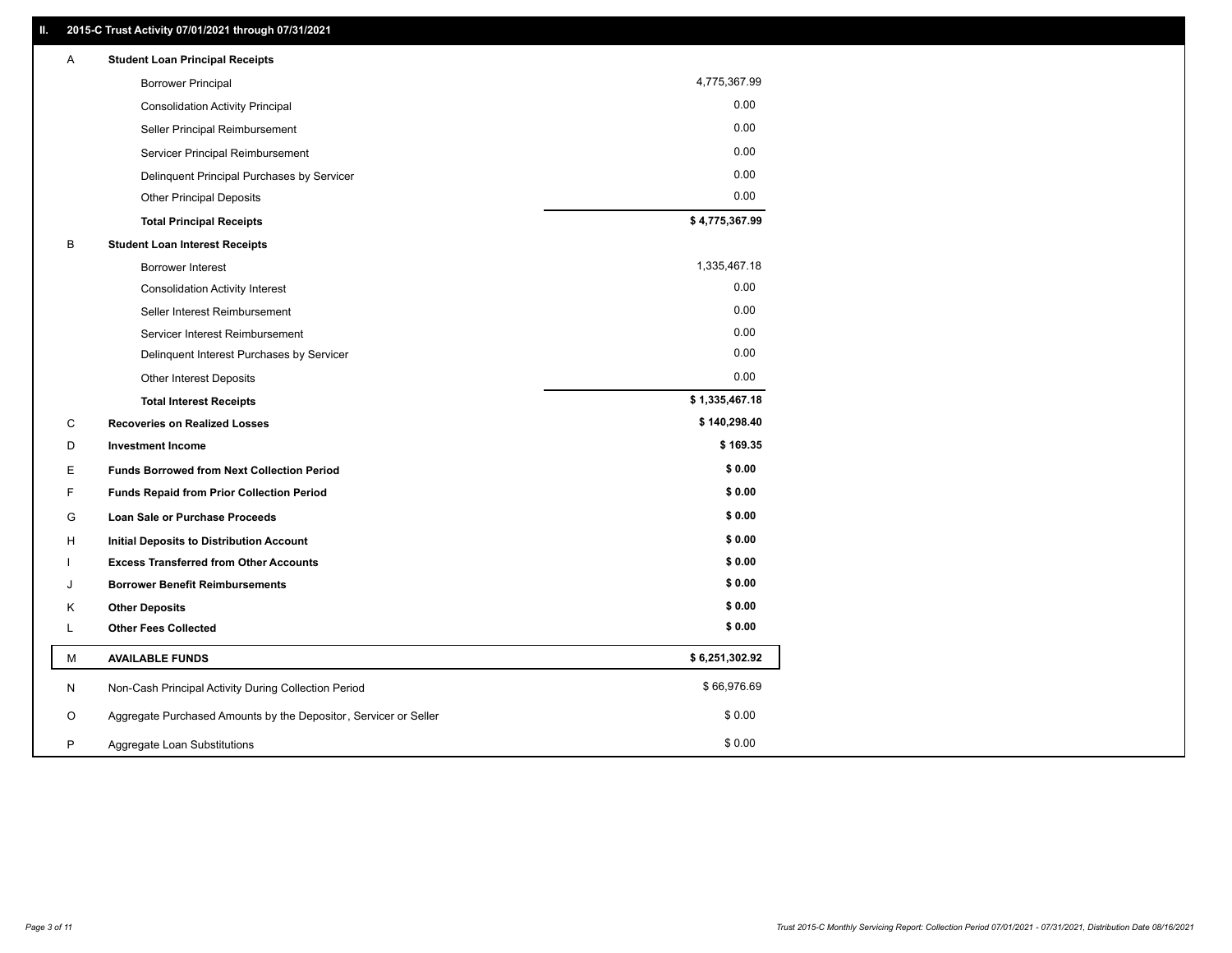## II. 2015-C Trust Activity 07/01/2021 through 07/31/2021

| | | |
|---|---|---|
| A | **Student Loan Principal Receipts** | |
| | Borrower Principal | 4,775,367.99 |
| | Consolidation Activity Principal | 0.00 |
| | Seller Principal Reimbursement | 0.00 |
| | Servicer Principal Reimbursement | 0.00 |
| | Delinquent Principal Purchases by Servicer | 0.00 |
| | Other Principal Deposits | 0.00 |
| | **Total Principal Receipts** | **$ 4,775,367.99** |
| B | **Student Loan Interest Receipts** | |
| | Borrower Interest | 1,335,467.18 |
| | Consolidation Activity Interest | 0.00 |
| | Seller Interest Reimbursement | 0.00 |
| | Servicer Interest Reimbursement | 0.00 |
| | Delinquent Interest Purchases by Servicer | 0.00 |
| | Other Interest Deposits | 0.00 |
| | **Total Interest Receipts** | **$ 1,335,467.18** |
| C | **Recoveries on Realized Losses** | **$ 140,298.40** |
| D | **Investment Income** | **$ 169.35** |
| E | **Funds Borrowed from Next Collection Period** | **$ 0.00** |
| F | **Funds Repaid from Prior Collection Period** | **$ 0.00** |
| G | **Loan Sale or Purchase Proceeds** | **$ 0.00** |
| H | **Initial Deposits to Distribution Account** | **$ 0.00** |
| I | **Excess Transferred from Other Accounts** | **$ 0.00** |
| J | **Borrower Benefit Reimbursements** | **$ 0.00** |
| K | **Other Deposits** | **$ 0.00** |
| L | **Other Fees Collected** | **$ 0.00** |
| M | **AVAILABLE FUNDS** | **$ 6,251,302.92** |
| N | Non-Cash Principal Activity During Collection Period | $ 66,976.69 |
| O | Aggregate Purchased Amounts by the Depositor, Servicer or Seller | $ 0.00 |
| P | Aggregate Loan Substitutions | $ 0.00 |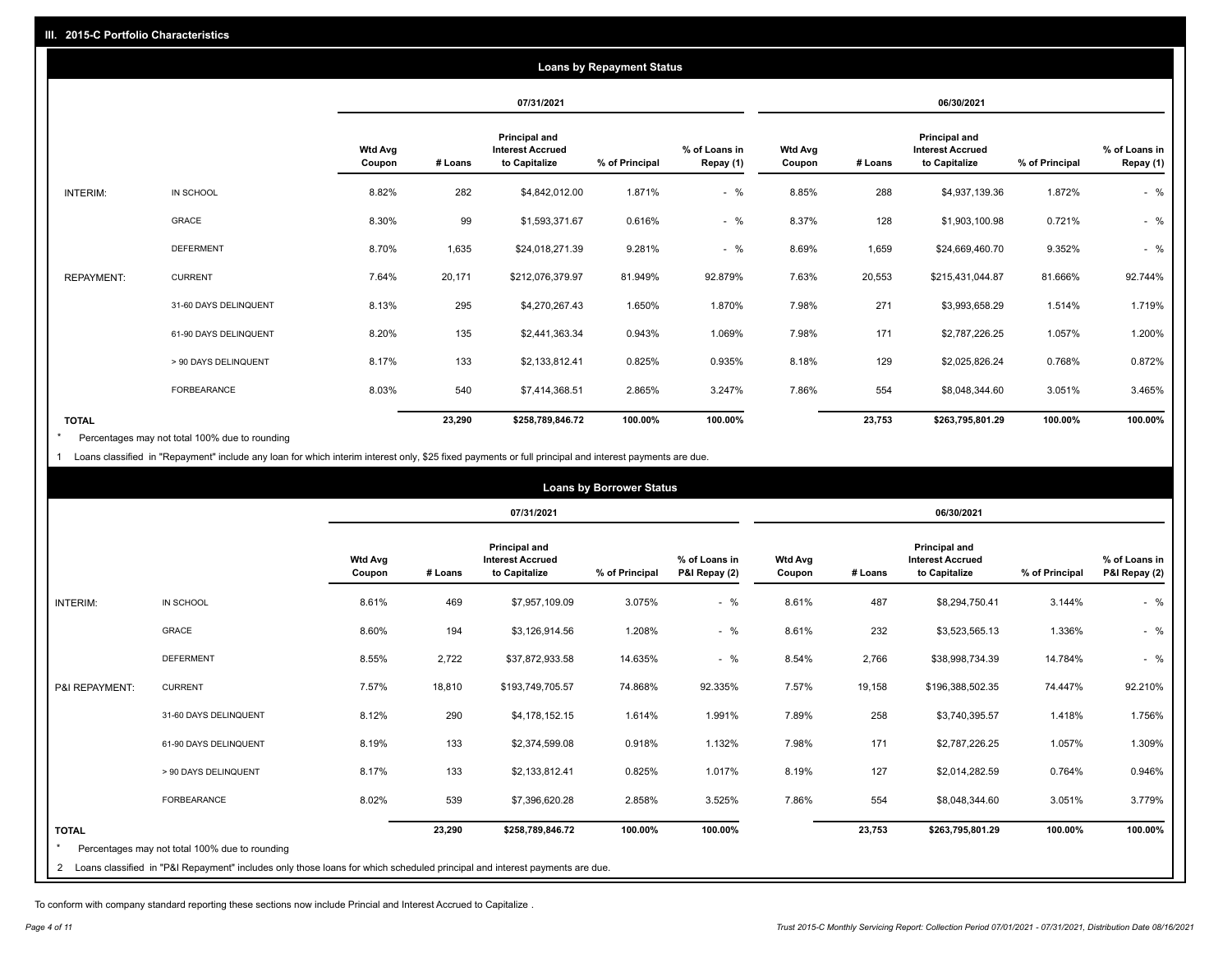## III. 2015-C Portfolio Characteristics

### Loans by Repayment Status

| | | 07/31/2021 | | | | | 06/30/2021 | | | | |
|---|---|---|---|---|---|---|---|---|---|---|---|
| | | Wtd Avg Coupon | # Loans | Principal and Interest Accrued to Capitalize | % of Principal | % of Loans in Repay (1) | Wtd Avg Coupon | # Loans | Principal and Interest Accrued to Capitalize | % of Principal | % of Loans in Repay (1) |
| INTERIM: | IN SCHOOL | 8.82% | 282 | $4,842,012.00 | 1.871% | - % | 8.85% | 288 | $4,937,139.36 | 1.872% | - % |
| | GRACE | 8.30% | 99 | $1,593,371.67 | 0.616% | - % | 8.37% | 128 | $1,903,100.98 | 0.721% | - % |
| | DEFERMENT | 8.70% | 1,635 | $24,018,271.39 | 9.281% | - % | 8.69% | 1,659 | $24,669,460.70 | 9.352% | - % |
| REPAYMENT: | CURRENT | 7.64% | 20,171 | $212,076,379.97 | 81.949% | 92.879% | 7.63% | 20,553 | $215,431,044.87 | 81.666% | 92.744% |
| | 31-60 DAYS DELINQUENT | 8.13% | 295 | $4,270,267.43 | 1.650% | 1.870% | 7.98% | 271 | $3,993,658.29 | 1.514% | 1.719% |
| | 61-90 DAYS DELINQUENT | 8.20% | 135 | $2,441,363.34 | 0.943% | 1.069% | 7.98% | 171 | $2,787,226.25 | 1.057% | 1.200% |
| | > 90 DAYS DELINQUENT | 8.17% | 133 | $2,133,812.41 | 0.825% | 0.935% | 8.18% | 129 | $2,025,826.24 | 0.768% | 0.872% |
| | FORBEARANCE | 8.03% | 540 | $7,414,368.51 | 2.865% | 3.247% | 7.86% | 554 | $8,048,344.60 | 3.051% | 3.465% |
| **TOTAL** | | | **23,290** | **$258,789,846.72** | **100.00%** | **100.00%** | | **23,753** | **$263,795,801.29** | **100.00%** | **100.00%** |

\* Percentages may not total 100% due to rounding

1 Loans classified in "Repayment" include any loan for which interim interest only, $25 fixed payments or full principal and interest payments are due.

### Loans by Borrower Status

| | | 07/31/2021 | | | | | 06/30/2021 | | | | |
|---|---|---|---|---|---|---|---|---|---|---|---|
| | | Wtd Avg Coupon | # Loans | Principal and Interest Accrued to Capitalize | % of Principal | % of Loans in P&I Repay (2) | Wtd Avg Coupon | # Loans | Principal and Interest Accrued to Capitalize | % of Principal | % of Loans in P&I Repay (2) |
| INTERIM: | IN SCHOOL | 8.61% | 469 | $7,957,109.09 | 3.075% | - % | 8.61% | 487 | $8,294,750.41 | 3.144% | - % |
| | GRACE | 8.60% | 194 | $3,126,914.56 | 1.208% | - % | 8.61% | 232 | $3,523,565.13 | 1.336% | - % |
| | DEFERMENT | 8.55% | 2,722 | $37,872,933.58 | 14.635% | - % | 8.54% | 2,766 | $38,998,734.39 | 14.784% | - % |
| P&I REPAYMENT: | CURRENT | 7.57% | 18,810 | $193,749,705.57 | 74.868% | 92.335% | 7.57% | 19,158 | $196,388,502.35 | 74.447% | 92.210% |
| | 31-60 DAYS DELINQUENT | 8.12% | 290 | $4,178,152.15 | 1.614% | 1.991% | 7.89% | 258 | $3,740,395.57 | 1.418% | 1.756% |
| | 61-90 DAYS DELINQUENT | 8.19% | 133 | $2,374,599.08 | 0.918% | 1.132% | 7.98% | 171 | $2,787,226.25 | 1.057% | 1.309% |
| | > 90 DAYS DELINQUENT | 8.17% | 133 | $2,133,812.41 | 0.825% | 1.017% | 8.19% | 127 | $2,014,282.59 | 0.764% | 0.946% |
| | FORBEARANCE | 8.02% | 539 | $7,396,620.28 | 2.858% | 3.525% | 7.86% | 554 | $8,048,344.60 | 3.051% | 3.779% |
| **TOTAL** | | | **23,290** | **$258,789,846.72** | **100.00%** | **100.00%** | | **23,753** | **$263,795,801.29** | **100.00%** | **100.00%** |

\* Percentages may not total 100% due to rounding

2 Loans classified in "P&I Repayment" includes only those loans for which scheduled principal and interest payments are due.

To conform with company standard reporting these sections now include Princial and Interest Accrued to Capitalize .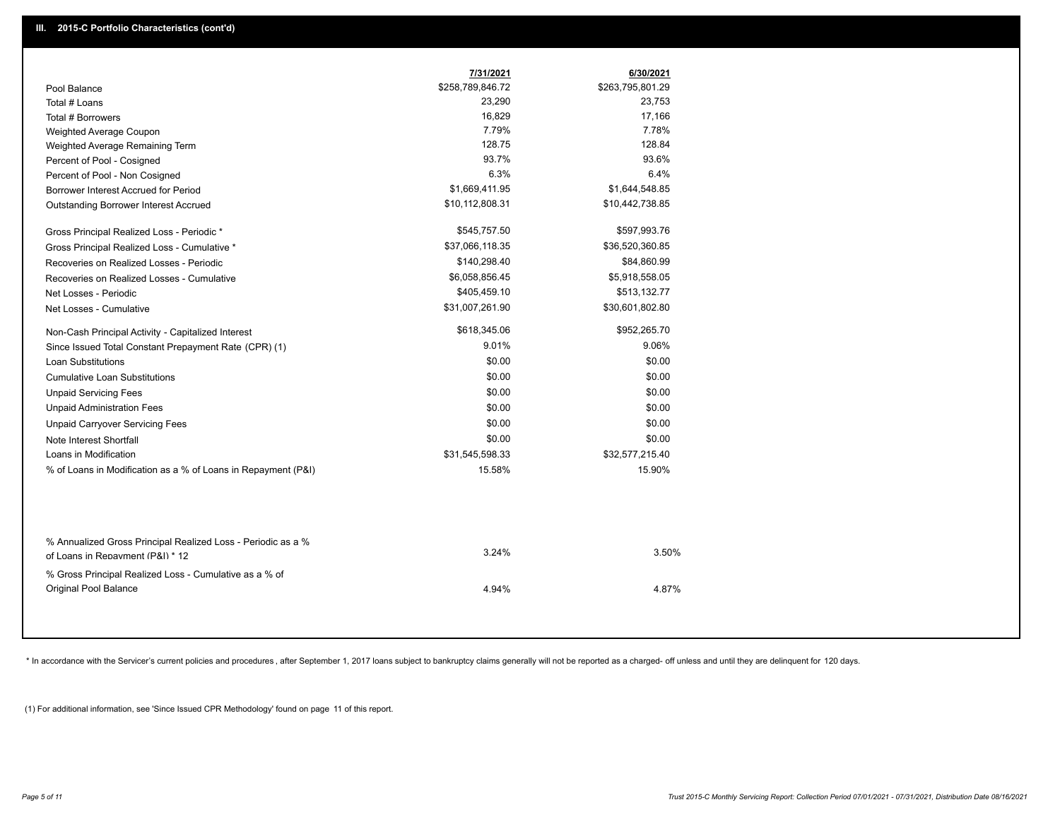## III. 2015-C Portfolio Characteristics (cont'd)

| | 7/31/2021 | 6/30/2021 |
|---|---|---|
| Pool Balance | $258,789,846.72 | $263,795,801.29 |
| Total # Loans | 23,290 | 23,753 |
| Total # Borrowers | 16,829 | 17,166 |
| Weighted Average Coupon | 7.79% | 7.78% |
| Weighted Average Remaining Term | 128.75 | 128.84 |
| Percent of Pool - Cosigned | 93.7% | 93.6% |
| Percent of Pool - Non Cosigned | 6.3% | 6.4% |
| Borrower Interest Accrued for Period | $1,669,411.95 | $1,644,548.85 |
| Outstanding Borrower Interest Accrued | $10,112,808.31 | $10,442,738.85 |
| Gross Principal Realized Loss - Periodic * | $545,757.50 | $597,993.76 |
| Gross Principal Realized Loss - Cumulative * | $37,066,118.35 | $36,520,360.85 |
| Recoveries on Realized Losses - Periodic | $140,298.40 | $84,860.99 |
| Recoveries on Realized Losses - Cumulative | $6,058,856.45 | $5,918,558.05 |
| Net Losses - Periodic | $405,459.10 | $513,132.77 |
| Net Losses - Cumulative | $31,007,261.90 | $30,601,802.80 |
| Non-Cash Principal Activity - Capitalized Interest | $618,345.06 | $952,265.70 |
| Since Issued Total Constant Prepayment Rate (CPR) (1) | 9.01% | 9.06% |
| Loan Substitutions | $0.00 | $0.00 |
| Cumulative Loan Substitutions | $0.00 | $0.00 |
| Unpaid Servicing Fees | $0.00 | $0.00 |
| Unpaid Administration Fees | $0.00 | $0.00 |
| Unpaid Carryover Servicing Fees | $0.00 | $0.00 |
| Note Interest Shortfall | $0.00 | $0.00 |
| Loans in Modification | $31,545,598.33 | $32,577,215.40 |
| % of Loans in Modification as a % of Loans in Repayment (P&I) | 15.58% | 15.90% |
| % Annualized Gross Principal Realized Loss - Periodic as a % of Loans in Repayment (P&I) * 12 | 3.24% | 3.50% |
| % Gross Principal Realized Loss - Cumulative as a % of Original Pool Balance | 4.94% | 4.87% |

* In accordance with the Servicer's current policies and procedures , after September 1, 2017 loans subject to bankruptcy claims generally will not be reported as a charged- off unless and until they are delinquent for 120 days.

(1) For additional information, see 'Since Issued CPR Methodology' found on page 11 of this report.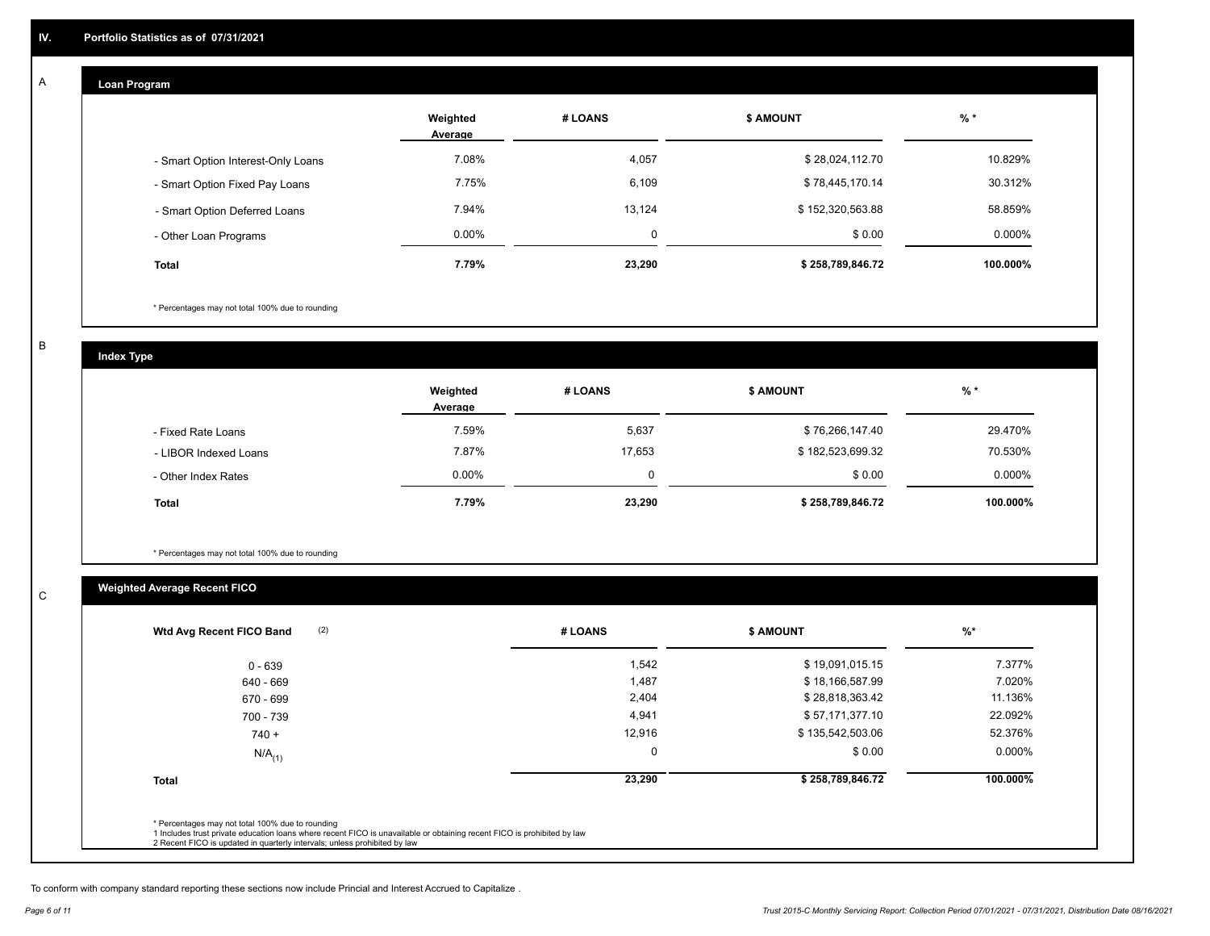## IV. Portfolio Statistics as of 07/31/2021

### A Loan Program

| | Weighted Average | # LOANS | $ AMOUNT | % * |
|---|---|---|---|---|
| - Smart Option Interest-Only Loans | 7.08% | 4,057 | $ 28,024,112.70 | 10.829% |
| - Smart Option Fixed Pay Loans | 7.75% | 6,109 | $ 78,445,170.14 | 30.312% |
| - Smart Option Deferred Loans | 7.94% | 13,124 | $ 152,320,563.88 | 58.859% |
| - Other Loan Programs | 0.00% | 0 | $ 0.00 | 0.000% |
| **Total** | **7.79%** | **23,290** | **$ 258,789,846.72** | **100.000%** |

* Percentages may not total 100% due to rounding

### B Index Type

| | Weighted Average | # LOANS | $ AMOUNT | % * |
|---|---|---|---|---|
| - Fixed Rate Loans | 7.59% | 5,637 | $ 76,266,147.40 | 29.470% |
| - LIBOR Indexed Loans | 7.87% | 17,653 | $ 182,523,699.32 | 70.530% |
| - Other Index Rates | 0.00% | 0 | $ 0.00 | 0.000% |
| **Total** | **7.79%** | **23,290** | **$ 258,789,846.72** | **100.000%** |

* Percentages may not total 100% due to rounding

### C Weighted Average Recent FICO

| Wtd Avg Recent FICO Band (2) | # LOANS | $ AMOUNT | %* |
|---|---|---|---|
| 0 - 639 | 1,542 | $ 19,091,015.15 | 7.377% |
| 640 - 669 | 1,487 | $ 18,166,587.99 | 7.020% |
| 670 - 699 | 2,404 | $ 28,818,363.42 | 11.136% |
| 700 - 739 | 4,941 | $ 57,171,377.10 | 22.092% |
| 740 + | 12,916 | $ 135,542,503.06 | 52.376% |
| $N/A_{(1)}$ | 0 | $ 0.00 | 0.000% |
| **Total** | **23,290** | **$ 258,789,846.72** | **100.000%** |

* Percentages may not total 100% due to rounding
1 Includes trust private education loans where recent FICO is unavailable or obtaining recent FICO is prohibited by law
2 Recent FICO is updated in quarterly intervals; unless prohibited by law

To conform with company standard reporting these sections now include Princial and Interest Accrued to Capitalize .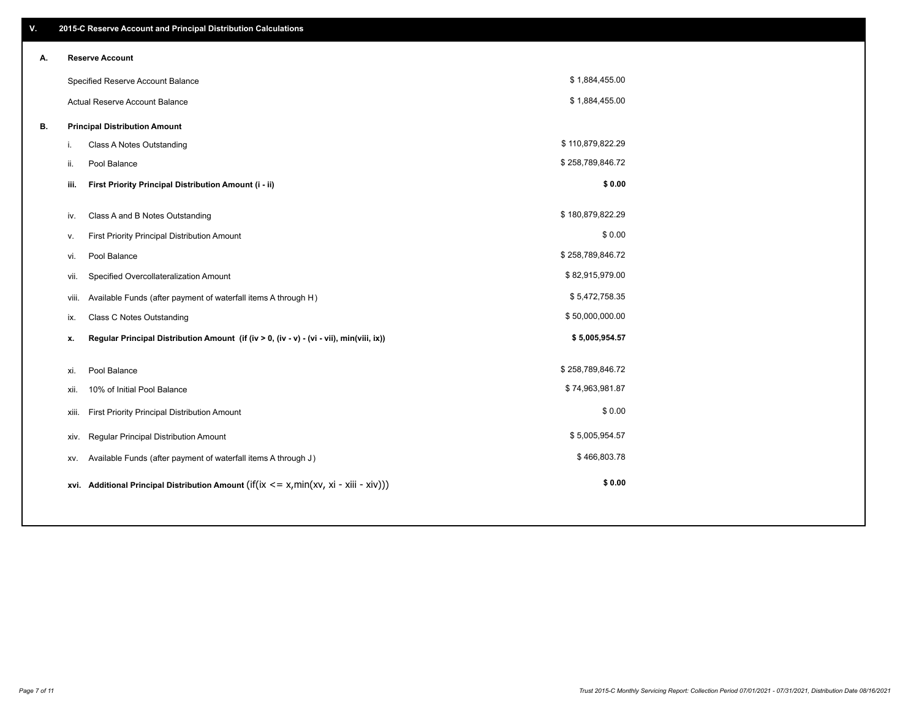## V. 2015-C Reserve Account and Principal Distribution Calculations

### A. Reserve Account

| | |
|---|---|
| Specified Reserve Account Balance | $ 1,884,455.00 |
| Actual Reserve Account Balance | $ 1,884,455.00 |

### B. Principal Distribution Amount

| | | |
|---|---|---|
| i. | Class A Notes Outstanding | $ 110,879,822.29 |
| ii. | Pool Balance | $ 258,789,846.72 |
| **iii.** | **First Priority Principal Distribution Amount (i - ii)** | **$ 0.00** |
| iv. | Class A and B Notes Outstanding | $ 180,879,822.29 |
| v. | First Priority Principal Distribution Amount | $ 0.00 |
| vi. | Pool Balance | $ 258,789,846.72 |
| vii. | Specified Overcollateralization Amount | $ 82,915,979.00 |
| viii. | Available Funds (after payment of waterfall items A through H) | $ 5,472,758.35 |
| ix. | Class C Notes Outstanding | $ 50,000,000.00 |
| **x.** | **Regular Principal Distribution Amount (if (iv > 0, (iv - v) - (vi - vii), min(viii, ix))** | **$ 5,005,954.57** |
| xi. | Pool Balance | $ 258,789,846.72 |
| xii. | 10% of Initial Pool Balance | $ 74,963,981.87 |
| xiii. | First Priority Principal Distribution Amount | $ 0.00 |
| xiv. | Regular Principal Distribution Amount | $ 5,005,954.57 |
| xv. | Available Funds (after payment of waterfall items A through J) | $ 466,803.78 |
| **xvi.** | **Additional Principal Distribution Amount** (if(ix <= x,min(xv, xi - xiii - xiv))) | **$ 0.00** |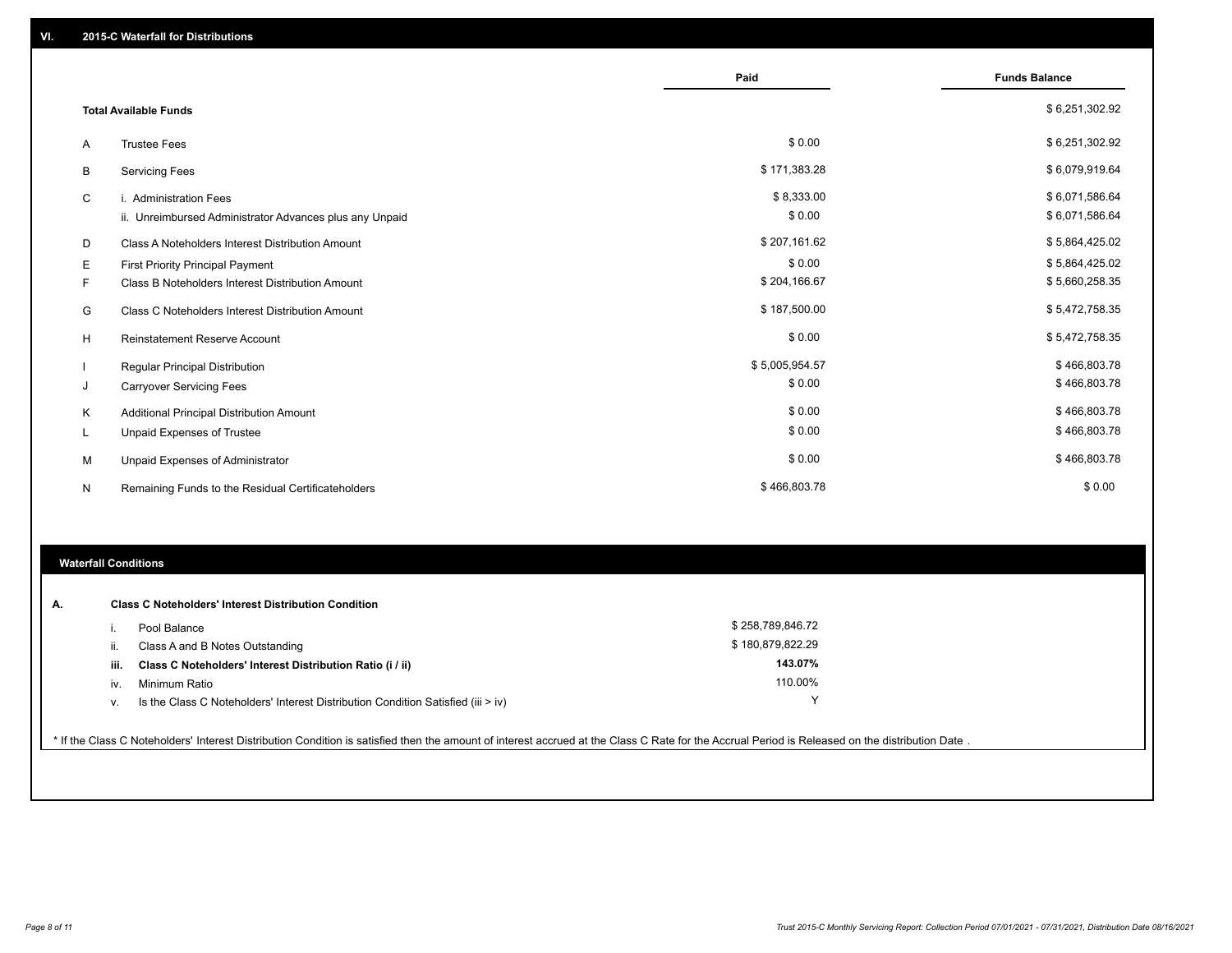## VI. 2015-C Waterfall for Distributions

| | | Paid | Funds Balance |
|---|---|---|---|
| | **Total Available Funds** | | $ 6,251,302.92 |
| A | Trustee Fees | $ 0.00 | $ 6,251,302.92 |
| B | Servicing Fees | $ 171,383.28 | $ 6,079,919.64 |
| C | i. Administration Fees | $ 8,333.00 | $ 6,071,586.64 |
| | ii. Unreimbursed Administrator Advances plus any Unpaid | $ 0.00 | $ 6,071,586.64 |
| D | Class A Noteholders Interest Distribution Amount | $ 207,161.62 | $ 5,864,425.02 |
| E | First Priority Principal Payment | $ 0.00 | $ 5,864,425.02 |
| F | Class B Noteholders Interest Distribution Amount | $ 204,166.67 | $ 5,660,258.35 |
| G | Class C Noteholders Interest Distribution Amount | $ 187,500.00 | $ 5,472,758.35 |
| H | Reinstatement Reserve Account | $ 0.00 | $ 5,472,758.35 |
| I | Regular Principal Distribution | $ 5,005,954.57 | $ 466,803.78 |
| J | Carryover Servicing Fees | $ 0.00 | $ 466,803.78 |
| K | Additional Principal Distribution Amount | $ 0.00 | $ 466,803.78 |
| L | Unpaid Expenses of Trustee | $ 0.00 | $ 466,803.78 |
| M | Unpaid Expenses of Administrator | $ 0.00 | $ 466,803.78 |
| N | Remaining Funds to the Residual Certificateholders | $ 466,803.78 | $ 0.00 |

### Waterfall Conditions

**A. Class C Noteholders' Interest Distribution Condition**

| | | |
|---|---|---|
| i. | Pool Balance | $ 258,789,846.72 |
| ii. | Class A and B Notes Outstanding | $ 180,879,822.29 |
| **iii.** | **Class C Noteholders' Interest Distribution Ratio (i / ii)** | **143.07%** |
| iv. | Minimum Ratio | 110.00% |
| v. | Is the Class C Noteholders' Interest Distribution Condition Satisfied (iii > iv) | Y |

* If the Class C Noteholders' Interest Distribution Condition is satisfied then the amount of interest accrued at the Class C Rate for the Accrual Period is Released on the distribution Date .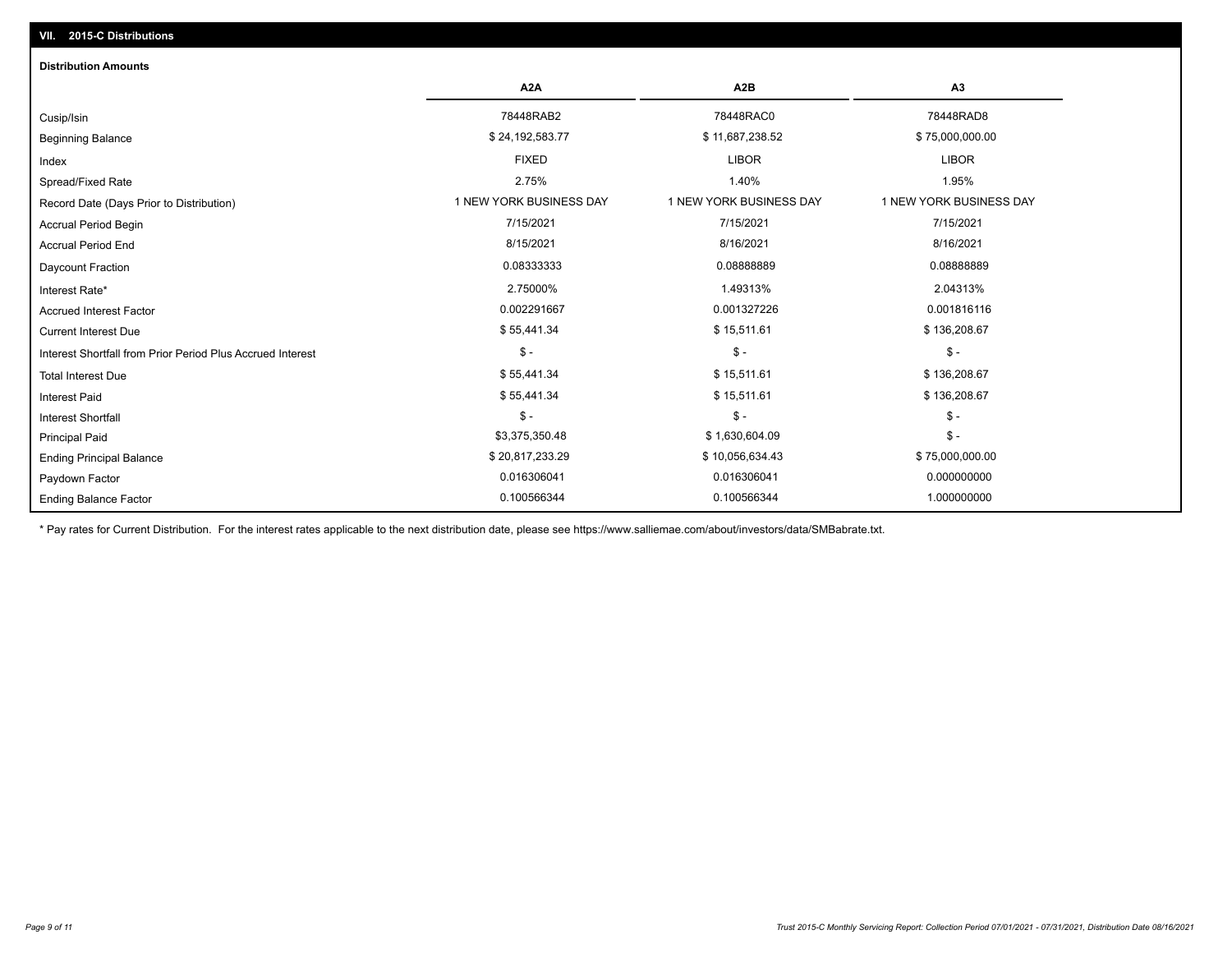## VII. 2015-C Distributions

### Distribution Amounts

| | A2A | A2B | A3 |
|---|---|---|---|
| Cusip/Isin | 78448RAB2 | 78448RAC0 | 78448RAD8 |
| Beginning Balance | $ 24,192,583.77 | $ 11,687,238.52 | $ 75,000,000.00 |
| Index | FIXED | LIBOR | LIBOR |
| Spread/Fixed Rate | 2.75% | 1.40% | 1.95% |
| Record Date (Days Prior to Distribution) | 1 NEW YORK BUSINESS DAY | 1 NEW YORK BUSINESS DAY | 1 NEW YORK BUSINESS DAY |
| Accrual Period Begin | 7/15/2021 | 7/15/2021 | 7/15/2021 |
| Accrual Period End | 8/15/2021 | 8/16/2021 | 8/16/2021 |
| Daycount Fraction | 0.08333333 | 0.08888889 | 0.08888889 |
| Interest Rate* | 2.75000% | 1.49313% | 2.04313% |
| Accrued Interest Factor | 0.002291667 | 0.001327226 | 0.001816116 |
| Current Interest Due | $ 55,441.34 | $ 15,511.61 | $ 136,208.67 |
| Interest Shortfall from Prior Period Plus Accrued Interest | $ - | $ - | $ - |
| Total Interest Due | $ 55,441.34 | $ 15,511.61 | $ 136,208.67 |
| Interest Paid | $ 55,441.34 | $ 15,511.61 | $ 136,208.67 |
| Interest Shortfall | $ - | $ - | $ - |
| Principal Paid | $3,375,350.48 | $ 1,630,604.09 | $ - |
| Ending Principal Balance | $ 20,817,233.29 | $ 10,056,634.43 | $ 75,000,000.00 |
| Paydown Factor | 0.016306041 | 0.016306041 | 0.000000000 |
| Ending Balance Factor | 0.100566344 | 0.100566344 | 1.000000000 |

* Pay rates for Current Distribution. For the interest rates applicable to the next distribution date, please see https://www.salliemae.com/about/investors/data/SMBabrate.txt.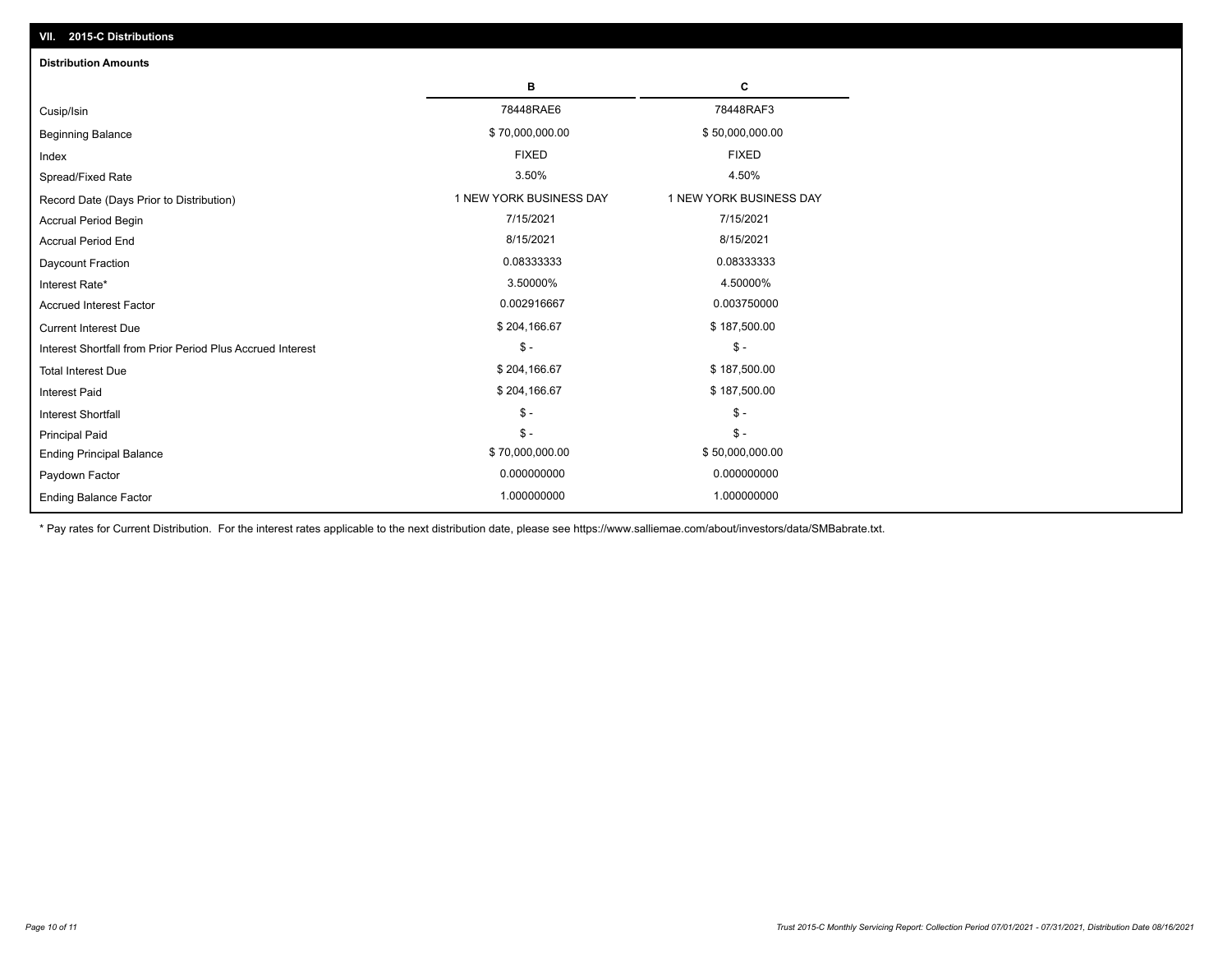## VII. 2015-C Distributions

### Distribution Amounts

| | B | C |
|---|---|---|
| Cusip/Isin | 78448RAE6 | 78448RAF3 |
| Beginning Balance | $ 70,000,000.00 | $ 50,000,000.00 |
| Index | FIXED | FIXED |
| Spread/Fixed Rate | 3.50% | 4.50% |
| Record Date (Days Prior to Distribution) | 1 NEW YORK BUSINESS DAY | 1 NEW YORK BUSINESS DAY |
| Accrual Period Begin | 7/15/2021 | 7/15/2021 |
| Accrual Period End | 8/15/2021 | 8/15/2021 |
| Daycount Fraction | 0.08333333 | 0.08333333 |
| Interest Rate* | 3.50000% | 4.50000% |
| Accrued Interest Factor | 0.002916667 | 0.003750000 |
| Current Interest Due | $ 204,166.67 | $ 187,500.00 |
| Interest Shortfall from Prior Period Plus Accrued Interest | $ - | $ - |
| Total Interest Due | $ 204,166.67 | $ 187,500.00 |
| Interest Paid | $ 204,166.67 | $ 187,500.00 |
| Interest Shortfall | $ - | $ - |
| Principal Paid | $ - | $ - |
| Ending Principal Balance | $ 70,000,000.00 | $ 50,000,000.00 |
| Paydown Factor | 0.000000000 | 0.000000000 |
| Ending Balance Factor | 1.000000000 | 1.000000000 |

* Pay rates for Current Distribution. For the interest rates applicable to the next distribution date, please see https://www.salliemae.com/about/investors/data/SMBabrate.txt.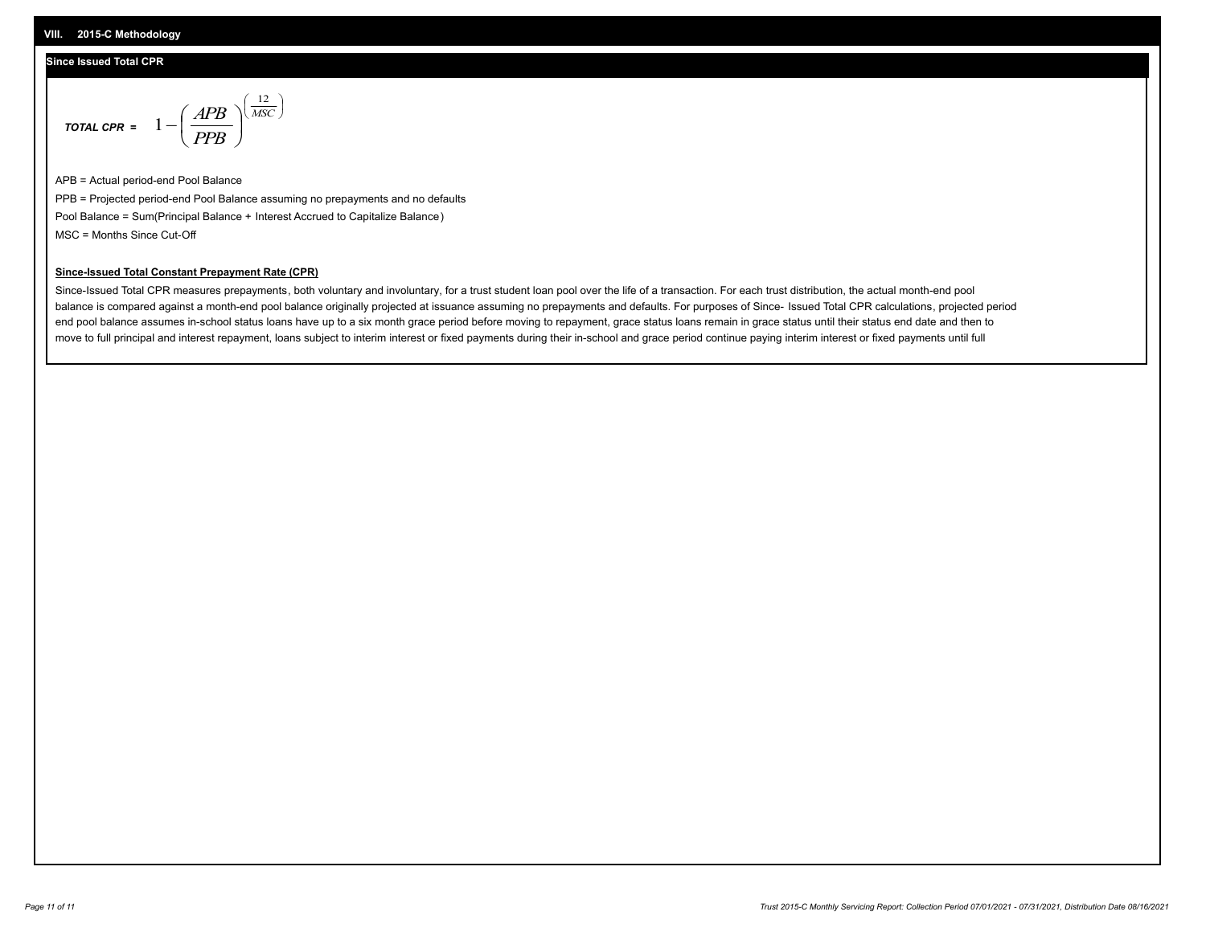## VIII. 2015-C Methodology

### Since Issued Total CPR

$$\textit{TOTAL CPR} = 1 - \left(\frac{APB}{PPB}\right)^{\left(\frac{12}{MSC}\right)}$$

APB = Actual period-end Pool Balance

PPB = Projected period-end Pool Balance assuming no prepayments and no defaults

Pool Balance = Sum(Principal Balance + Interest Accrued to Capitalize Balance)

MSC = Months Since Cut-Off

**Since-Issued Total Constant Prepayment Rate (CPR)**

Since-Issued Total CPR measures prepayments, both voluntary and involuntary, for a trust student loan pool over the life of a transaction. For each trust distribution, the actual month-end pool balance is compared against a month-end pool balance originally projected at issuance assuming no prepayments and defaults. For purposes of Since- Issued Total CPR calculations, projected period end pool balance assumes in-school status loans have up to a six month grace period before moving to repayment, grace status loans remain in grace status until their status end date and then to move to full principal and interest repayment, loans subject to interim interest or fixed payments during their in-school and grace period continue paying interim interest or fixed payments until full